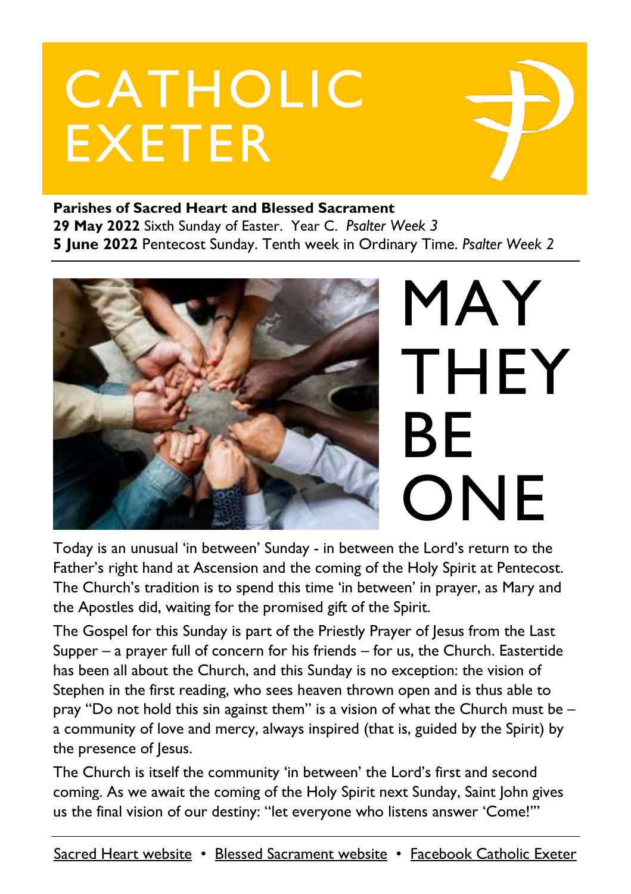# CATHOLIC EXETER

**Parishes of Sacred Heart and Blessed Sacrament**
**29 May 2022** Sixth Sunday of Easter. Year C. *Psalter Week 3*
**5 June 2022** Pentecost Sunday. Tenth week in Ordinary Time. *Psalter Week 2*

## MAY THEY BE ONE

Today is an unusual 'in between' Sunday - in between the Lord's return to the Father's right hand at Ascension and the coming of the Holy Spirit at Pentecost. The Church's tradition is to spend this time 'in between' in prayer, as Mary and the Apostles did, waiting for the promised gift of the Spirit.

The Gospel for this Sunday is part of the Priestly Prayer of Jesus from the Last Supper – a prayer full of concern for his friends – for us, the Church. Eastertide has been all about the Church, and this Sunday is no exception: the vision of Stephen in the first reading, who sees heaven thrown open and is thus able to pray "Do not hold this sin against them" is a vision of what the Church must be – a community of love and mercy, always inspired (that is, guided by the Spirit) by the presence of Jesus.

The Church is itself the community 'in between' the Lord's first and second coming. As we await the coming of the Holy Spirit next Sunday, Saint John gives us the final vision of our destiny: "let everyone who listens answer 'Come!'"

Sacred Heart website • Blessed Sacrament website • Facebook Catholic Exeter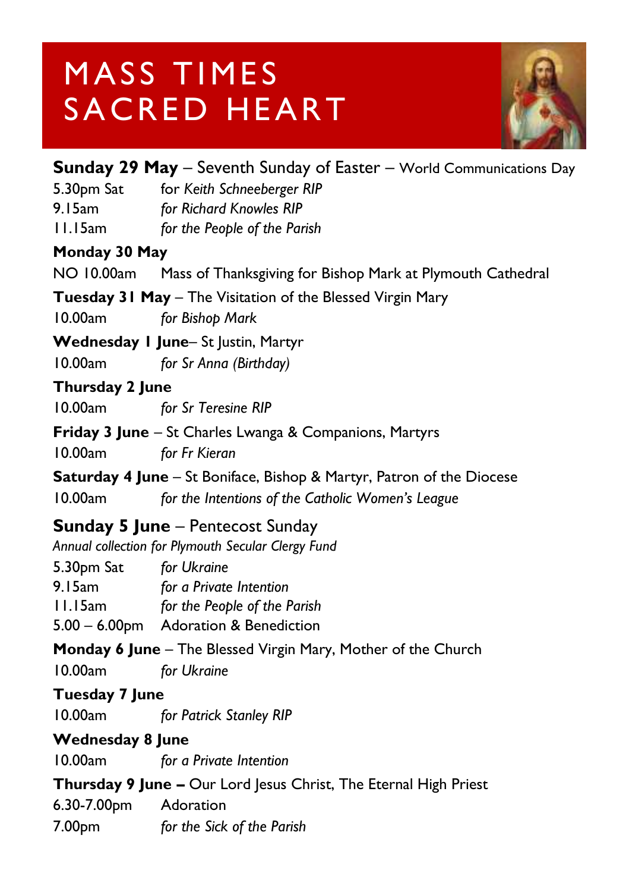# MASS TIMES SACRED HEART

**Sunday 29 May** – Seventh Sunday of Easter – World Communications Day

5.30pm Sat *for Keith Schneeberger RIP*
9.15am *for Richard Knowles RIP*
11.15am *for the People of the Parish*

**Monday 30 May**

NO 10.00am Mass of Thanksgiving for Bishop Mark at Plymouth Cathedral

**Tuesday 31 May** – The Visitation of the Blessed Virgin Mary

10.00am *for Bishop Mark*

**Wednesday 1 June**– St Justin, Martyr

10.00am *for Sr Anna (Birthday)*

**Thursday 2 June**

10.00am *for Sr Teresine RIP*

**Friday 3 June** – St Charles Lwanga & Companions, Martyrs

10.00am *for Fr Kieran*

**Saturday 4 June** – St Boniface, Bishop & Martyr, Patron of the Diocese

10.00am *for the Intentions of the Catholic Women's League*

**Sunday 5 June** – Pentecost Sunday

*Annual collection for Plymouth Secular Clergy Fund*

5.30pm Sat *for Ukraine*
9.15am *for a Private Intention*
11.15am *for the People of the Parish*
5.00 – 6.00pm Adoration & Benediction

**Monday 6 June** – The Blessed Virgin Mary, Mother of the Church

10.00am *for Ukraine*

**Tuesday 7 June**

10.00am *for Patrick Stanley RIP*

**Wednesday 8 June**

10.00am *for a Private Intention*

**Thursday 9 June –** Our Lord Jesus Christ, The Eternal High Priest

6.30-7.00pm Adoration
7.00pm *for the Sick of the Parish*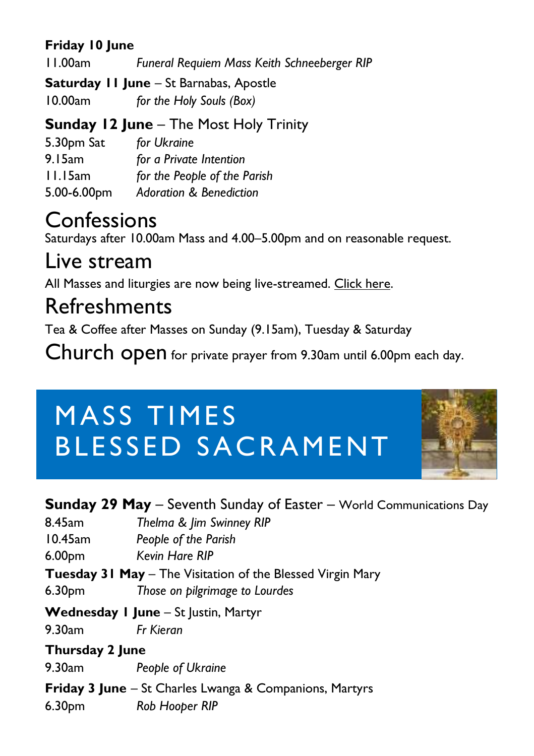**Friday 10 June**

11.00am *Funeral Requiem Mass Keith Schneeberger RIP*

**Saturday 11 June** – St Barnabas, Apostle

10.00am *for the Holy Souls (Box)*

### **Sunday 12 June** – The Most Holy Trinity

5.30pm Sat *for Ukraine*

9.15am *for a Private Intention*

11.15am *for the People of the Parish*

5.00-6.00pm *Adoration & Benediction*

# Confessions

Saturdays after 10.00am Mass and 4.00–5.00pm and on reasonable request.

# Live stream

All Masses and liturgies are now being live-streamed. Click here.

# Refreshments

Tea & Coffee after Masses on Sunday (9.15am), Tuesday & Saturday

**Church open** for private prayer from 9.30am until 6.00pm each day.

# MASS TIMES BLESSED SACRAMENT

**Sunday 29 May** – Seventh Sunday of Easter – World Communications Day

8.45am *Thelma & Jim Swinney RIP*

10.45am *People of the Parish*

6.00pm *Kevin Hare RIP*

**Tuesday 31 May** – The Visitation of the Blessed Virgin Mary

6.30pm *Those on pilgrimage to Lourdes*

**Wednesday 1 June** – St Justin, Martyr

9.30am *Fr Kieran*

**Thursday 2 June**

9.30am *People of Ukraine*

**Friday 3 June** – St Charles Lwanga & Companions, Martyrs

6.30pm *Rob Hooper RIP*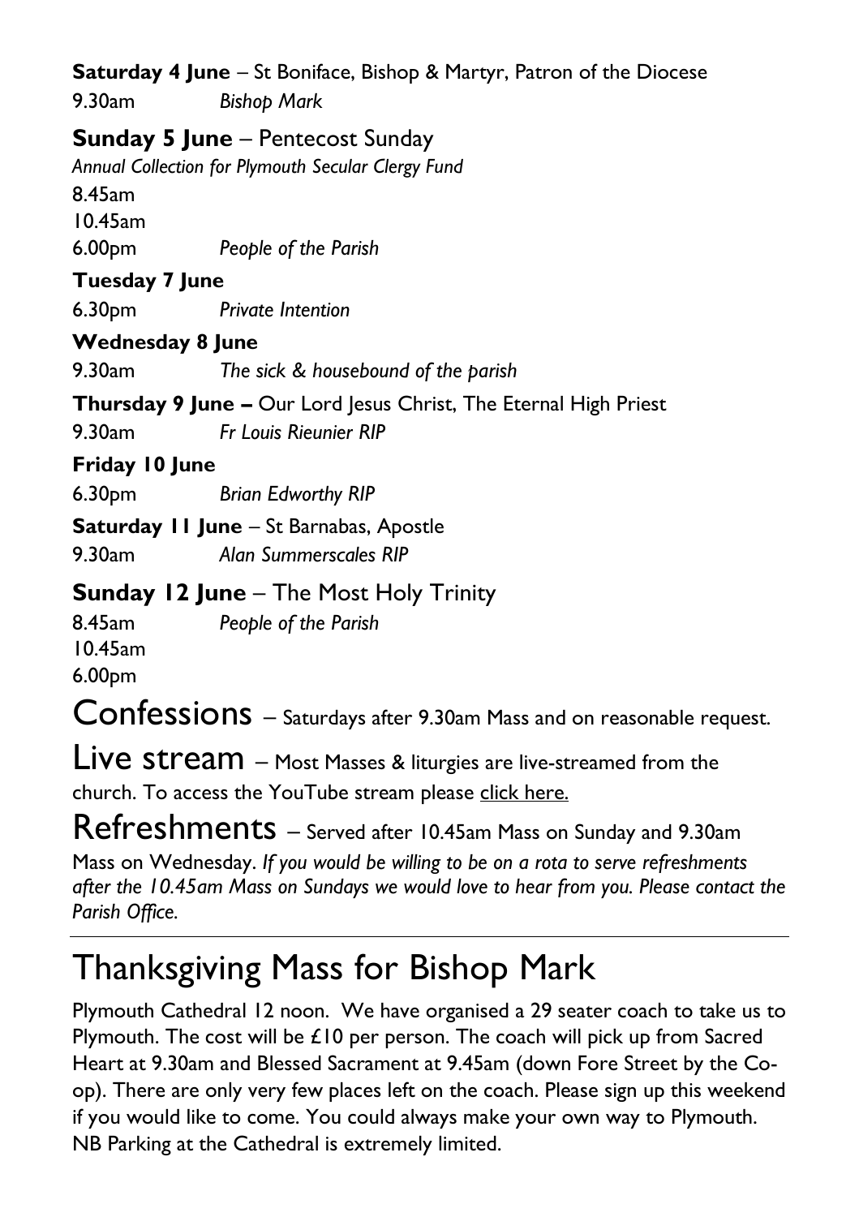**Saturday 4 June** – St Boniface, Bishop & Martyr, Patron of the Diocese

9.30am *Bishop Mark*

**Sunday 5 June** – Pentecost Sunday

*Annual Collection for Plymouth Secular Clergy Fund*

8.45am

10.45am

6.00pm *People of the Parish*

**Tuesday 7 June**

6.30pm *Private Intention*

**Wednesday 8 June**

9.30am *The sick & housebound of the parish*

**Thursday 9 June –** Our Lord Jesus Christ, The Eternal High Priest

9.30am *Fr Louis Rieunier RIP*

**Friday 10 June**

6.30pm *Brian Edworthy RIP*

**Saturday 11 June** – St Barnabas, Apostle

9.30am *Alan Summerscales RIP*

**Sunday 12 June** – The Most Holy Trinity

8.45am *People of the Parish*

10.45am

6.00pm

Confessions – Saturdays after 9.30am Mass and on reasonable request.

Live stream – Most Masses & liturgies are live-streamed from the church. To access the YouTube stream please click here.

Refreshments – Served after 10.45am Mass on Sunday and 9.30am Mass on Wednesday. *If you would be willing to be on a rota to serve refreshments after the 10.45am Mass on Sundays we would love to hear from you. Please contact the Parish Office.*

---

# Thanksgiving Mass for Bishop Mark

Plymouth Cathedral 12 noon. We have organised a 29 seater coach to take us to Plymouth. The cost will be £10 per person. The coach will pick up from Sacred Heart at 9.30am and Blessed Sacrament at 9.45am (down Fore Street by the Co-op). There are only very few places left on the coach. Please sign up this weekend if you would like to come. You could always make your own way to Plymouth. NB Parking at the Cathedral is extremely limited.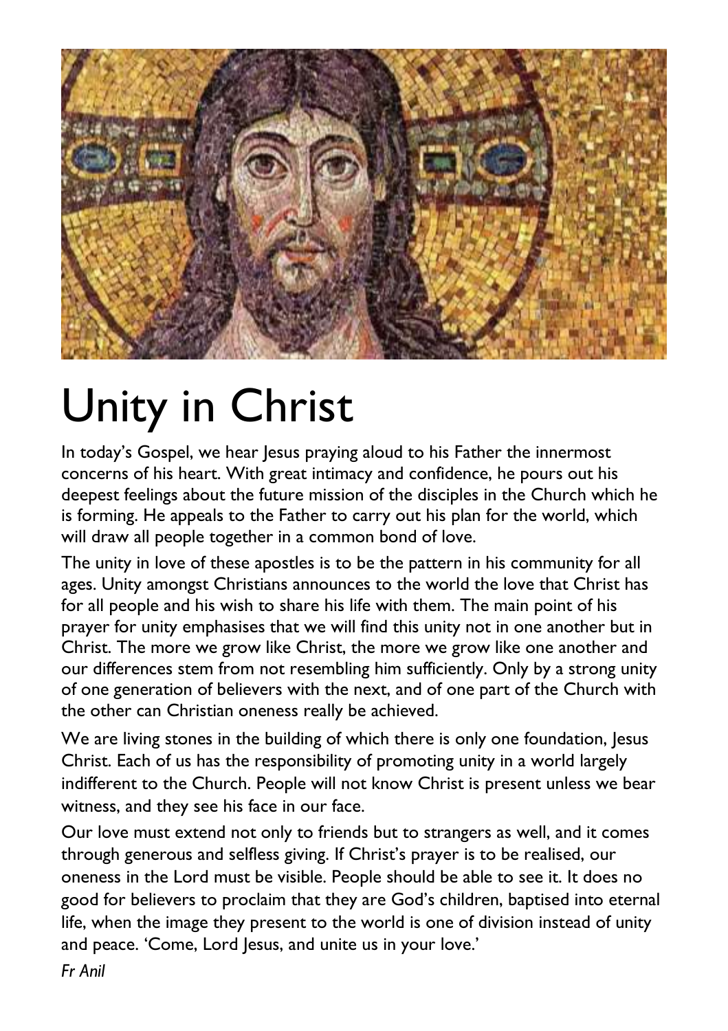# Unity in Christ

In today's Gospel, we hear Jesus praying aloud to his Father the innermost concerns of his heart. With great intimacy and confidence, he pours out his deepest feelings about the future mission of the disciples in the Church which he is forming. He appeals to the Father to carry out his plan for the world, which will draw all people together in a common bond of love.

The unity in love of these apostles is to be the pattern in his community for all ages. Unity amongst Christians announces to the world the love that Christ has for all people and his wish to share his life with them. The main point of his prayer for unity emphasises that we will find this unity not in one another but in Christ. The more we grow like Christ, the more we grow like one another and our differences stem from not resembling him sufficiently. Only by a strong unity of one generation of believers with the next, and of one part of the Church with the other can Christian oneness really be achieved.

We are living stones in the building of which there is only one foundation, Jesus Christ. Each of us has the responsibility of promoting unity in a world largely indifferent to the Church. People will not know Christ is present unless we bear witness, and they see his face in our face.

Our love must extend not only to friends but to strangers as well, and it comes through generous and selfless giving. If Christ's prayer is to be realised, our oneness in the Lord must be visible. People should be able to see it. It does no good for believers to proclaim that they are God's children, baptised into eternal life, when the image they present to the world is one of division instead of unity and peace. 'Come, Lord Jesus, and unite us in your love.'

*Fr Anil*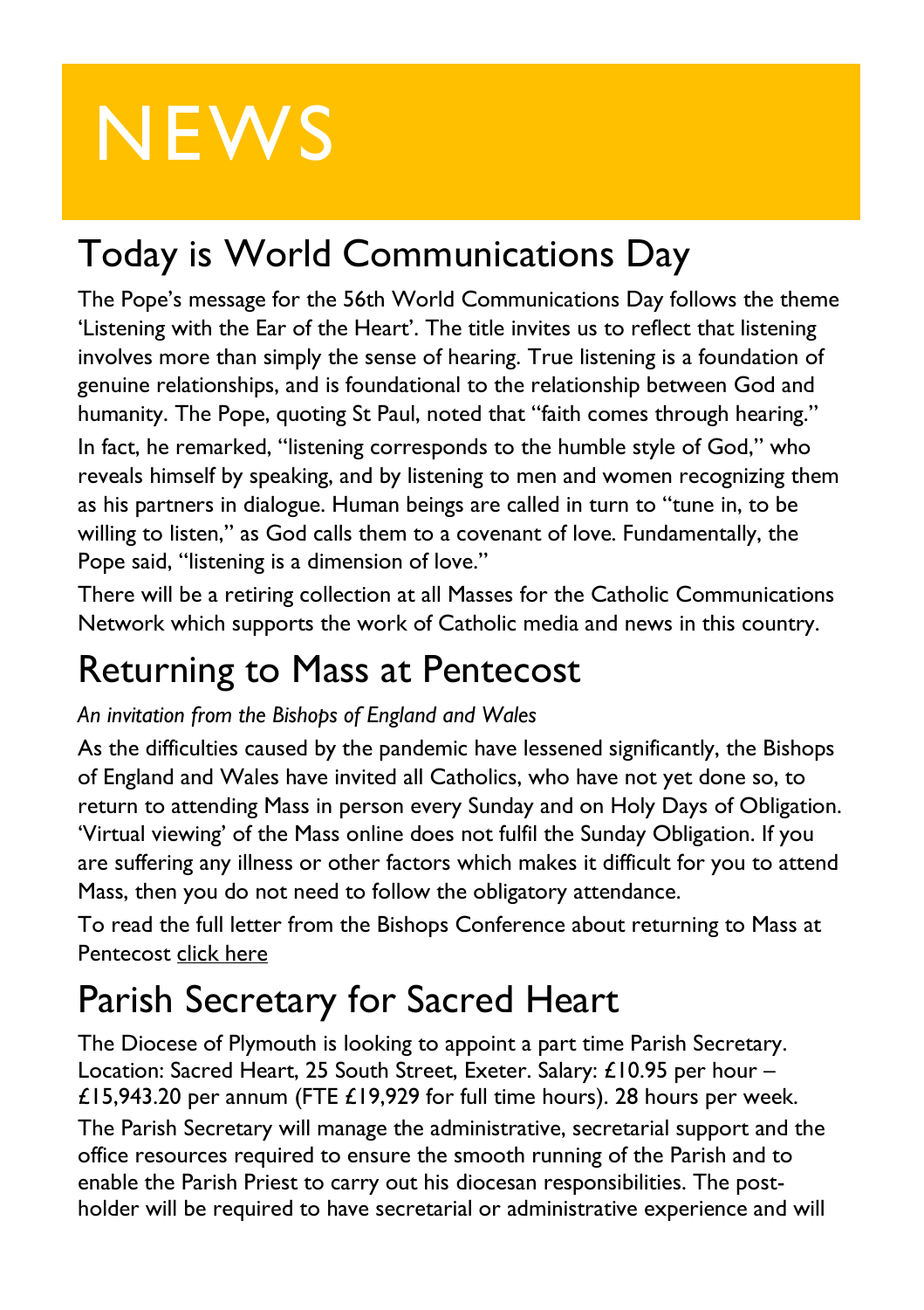# NEWS

## Today is World Communications Day

The Pope's message for the 56th World Communications Day follows the theme 'Listening with the Ear of the Heart'. The title invites us to reflect that listening involves more than simply the sense of hearing. True listening is a foundation of genuine relationships, and is foundational to the relationship between God and humanity. The Pope, quoting St Paul, noted that "faith comes through hearing."

In fact, he remarked, "listening corresponds to the humble style of God," who reveals himself by speaking, and by listening to men and women recognizing them as his partners in dialogue. Human beings are called in turn to "tune in, to be willing to listen," as God calls them to a covenant of love. Fundamentally, the Pope said, "listening is a dimension of love."

There will be a retiring collection at all Masses for the Catholic Communications Network which supports the work of Catholic media and news in this country.

## Returning to Mass at Pentecost

*An invitation from the Bishops of England and Wales*

As the difficulties caused by the pandemic have lessened significantly, the Bishops of England and Wales have invited all Catholics, who have not yet done so, to return to attending Mass in person every Sunday and on Holy Days of Obligation. 'Virtual viewing' of the Mass online does not fulfil the Sunday Obligation. If you are suffering any illness or other factors which makes it difficult for you to attend Mass, then you do not need to follow the obligatory attendance.

To read the full letter from the Bishops Conference about returning to Mass at Pentecost click here

## Parish Secretary for Sacred Heart

The Diocese of Plymouth is looking to appoint a part time Parish Secretary. Location: Sacred Heart, 25 South Street, Exeter. Salary: £10.95 per hour – £15,943.20 per annum (FTE £19,929 for full time hours). 28 hours per week.

The Parish Secretary will manage the administrative, secretarial support and the office resources required to ensure the smooth running of the Parish and to enable the Parish Priest to carry out his diocesan responsibilities. The post-holder will be required to have secretarial or administrative experience and will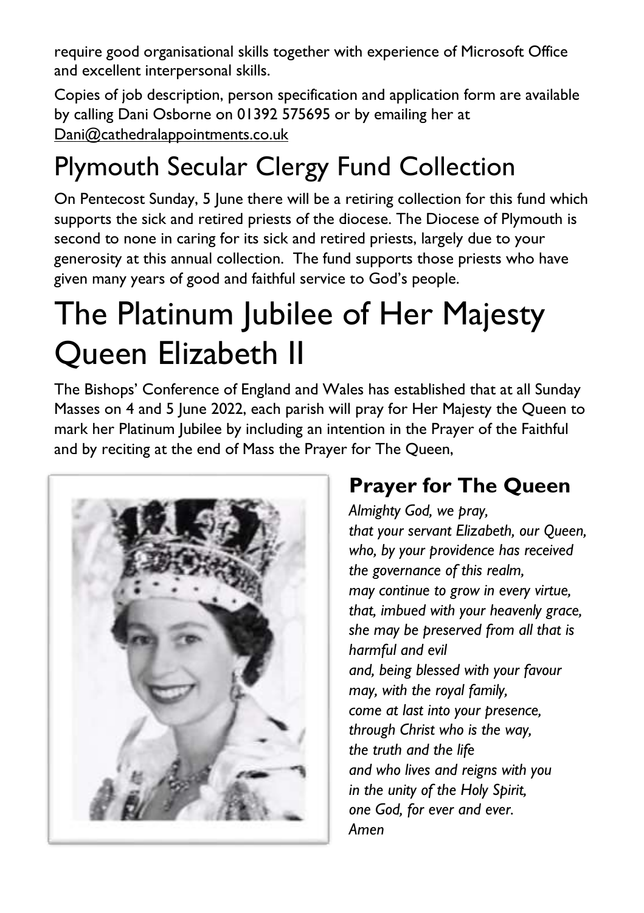require good organisational skills together with experience of Microsoft Office and excellent interpersonal skills.

Copies of job description, person specification and application form are available by calling Dani Osborne on 01392 575695 or by emailing her at Dani@cathedralappointments.co.uk

## Plymouth Secular Clergy Fund Collection

On Pentecost Sunday, 5 June there will be a retiring collection for this fund which supports the sick and retired priests of the diocese. The Diocese of Plymouth is second to none in caring for its sick and retired priests, largely due to your generosity at this annual collection. The fund supports those priests who have given many years of good and faithful service to God's people.

# The Platinum Jubilee of Her Majesty Queen Elizabeth II

The Bishops' Conference of England and Wales has established that at all Sunday Masses on 4 and 5 June 2022, each parish will pray for Her Majesty the Queen to mark her Platinum Jubilee by including an intention in the Prayer of the Faithful and by reciting at the end of Mass the Prayer for The Queen,

### Prayer for The Queen

*Almighty God, we pray,*
*that your servant Elizabeth, our Queen,*
*who, by your providence has received*
*the governance of this realm,*
*may continue to grow in every virtue,*
*that, imbued with your heavenly grace,*
*she may be preserved from all that is harmful and evil*
*and, being blessed with your favour*
*may, with the royal family,*
*come at last into your presence,*
*through Christ who is the way,*
*the truth and the life*
*and who lives and reigns with you*
*in the unity of the Holy Spirit,*
*one God, for ever and ever.*
*Amen*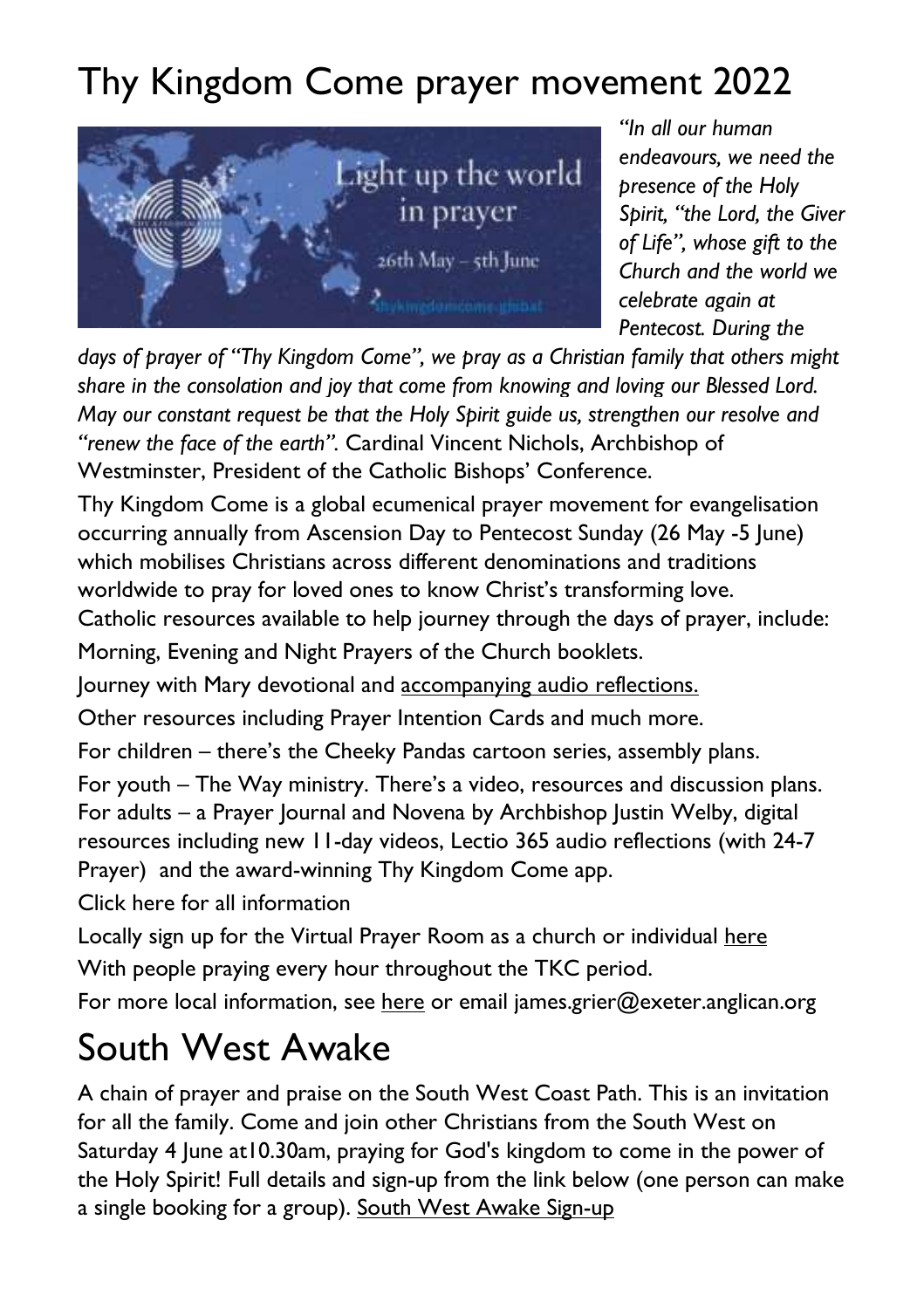# Thy Kingdom Come prayer movement 2022

*"In all our human endeavours, we need the presence of the Holy Spirit, "the Lord, the Giver of Life", whose gift to the Church and the world we celebrate again at Pentecost. During the days of prayer of "Thy Kingdom Come", we pray as a Christian family that others might share in the consolation and joy that come from knowing and loving our Blessed Lord. May our constant request be that the Holy Spirit guide us, strengthen our resolve and "renew the face of the earth".* Cardinal Vincent Nichols, Archbishop of Westminster, President of the Catholic Bishops' Conference.

Thy Kingdom Come is a global ecumenical prayer movement for evangelisation occurring annually from Ascension Day to Pentecost Sunday (26 May -5 June) which mobilises Christians across different denominations and traditions worldwide to pray for loved ones to know Christ's transforming love.

Catholic resources available to help journey through the days of prayer, include:

Morning, Evening and Night Prayers of the Church booklets.

Journey with Mary devotional and accompanying audio reflections.

Other resources including Prayer Intention Cards and much more.

For children – there's the Cheeky Pandas cartoon series, assembly plans.

For youth – The Way ministry. There's a video, resources and discussion plans.

For adults – a Prayer Journal and Novena by Archbishop Justin Welby, digital resources including new 11-day videos, Lectio 365 audio reflections (with 24-7 Prayer) and the award-winning Thy Kingdom Come app.

Click here for all information

Locally sign up for the Virtual Prayer Room as a church or individual here

With people praying every hour throughout the TKC period.

For more local information, see here or email james.grier@exeter.anglican.org

# South West Awake

A chain of prayer and praise on the South West Coast Path. This is an invitation for all the family. Come and join other Christians from the South West on Saturday 4 June at10.30am, praying for God's kingdom to come in the power of the Holy Spirit! Full details and sign-up from the link below (one person can make a single booking for a group). South West Awake Sign-up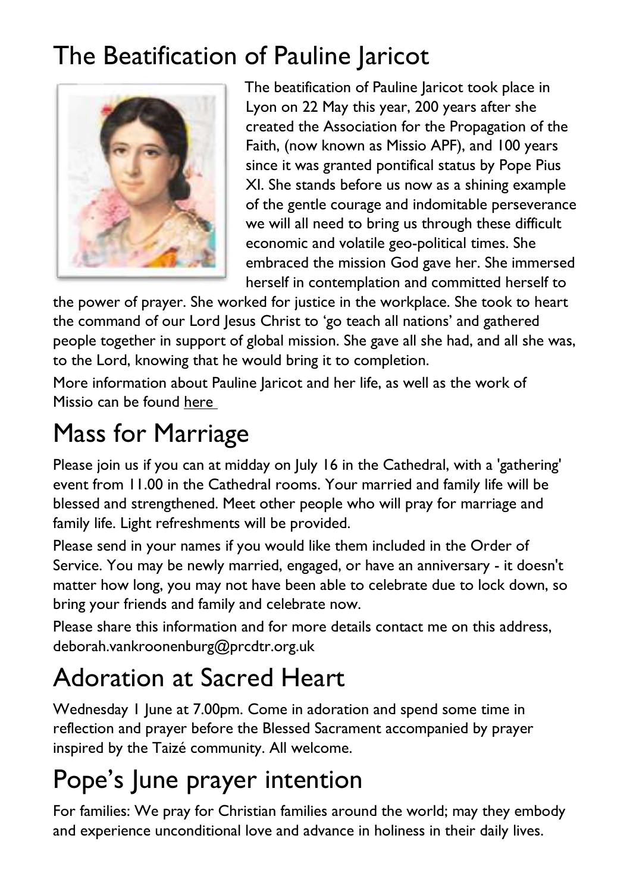# The Beatification of Pauline Jaricot

The beatification of Pauline Jaricot took place in Lyon on 22 May this year, 200 years after she created the Association for the Propagation of the Faith, (now known as Missio APF), and 100 years since it was granted pontifical status by Pope Pius XI. She stands before us now as a shining example of the gentle courage and indomitable perseverance we will all need to bring us through these difficult economic and volatile geo-political times. She embraced the mission God gave her. She immersed herself in contemplation and committed herself to the power of prayer. She worked for justice in the workplace. She took to heart the command of our Lord Jesus Christ to 'go teach all nations' and gathered people together in support of global mission. She gave all she had, and all she was, to the Lord, knowing that he would bring it to completion.

More information about Pauline Jaricot and her life, as well as the work of Missio can be found here

# Mass for Marriage

Please join us if you can at midday on July 16 in the Cathedral, with a 'gathering' event from 11.00 in the Cathedral rooms. Your married and family life will be blessed and strengthened. Meet other people who will pray for marriage and family life. Light refreshments will be provided.

Please send in your names if you would like them included in the Order of Service. You may be newly married, engaged, or have an anniversary - it doesn't matter how long, you may not have been able to celebrate due to lock down, so bring your friends and family and celebrate now.

Please share this information and for more details contact me on this address, deborah.vankroonenburg@prcdtr.org.uk

# Adoration at Sacred Heart

Wednesday 1 June at 7.00pm. Come in adoration and spend some time in reflection and prayer before the Blessed Sacrament accompanied by prayer inspired by the Taizé community. All welcome.

# Pope's June prayer intention

For families: We pray for Christian families around the world; may they embody and experience unconditional love and advance in holiness in their daily lives.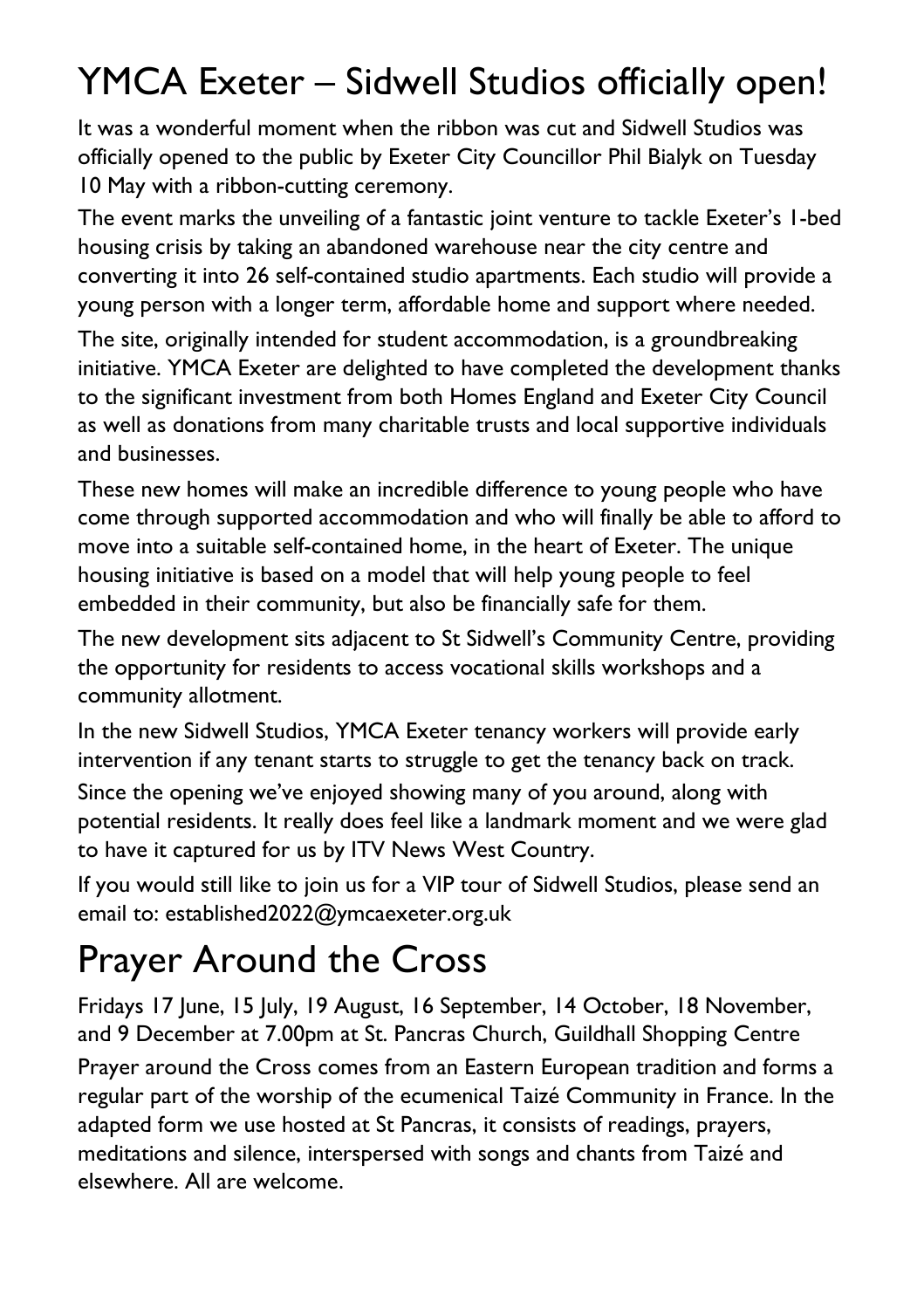# YMCA Exeter – Sidwell Studios officially open!

It was a wonderful moment when the ribbon was cut and Sidwell Studios was officially opened to the public by Exeter City Councillor Phil Bialyk on Tuesday 10 May with a ribbon-cutting ceremony.

The event marks the unveiling of a fantastic joint venture to tackle Exeter's 1-bed housing crisis by taking an abandoned warehouse near the city centre and converting it into 26 self-contained studio apartments. Each studio will provide a young person with a longer term, affordable home and support where needed.

The site, originally intended for student accommodation, is a groundbreaking initiative. YMCA Exeter are delighted to have completed the development thanks to the significant investment from both Homes England and Exeter City Council as well as donations from many charitable trusts and local supportive individuals and businesses.

These new homes will make an incredible difference to young people who have come through supported accommodation and who will finally be able to afford to move into a suitable self-contained home, in the heart of Exeter. The unique housing initiative is based on a model that will help young people to feel embedded in their community, but also be financially safe for them.

The new development sits adjacent to St Sidwell's Community Centre, providing the opportunity for residents to access vocational skills workshops and a community allotment.

In the new Sidwell Studios, YMCA Exeter tenancy workers will provide early intervention if any tenant starts to struggle to get the tenancy back on track.

Since the opening we've enjoyed showing many of you around, along with potential residents. It really does feel like a landmark moment and we were glad to have it captured for us by ITV News West Country.

If you would still like to join us for a VIP tour of Sidwell Studios, please send an email to: established2022@ymcaexeter.org.uk

# Prayer Around the Cross

Fridays 17 June, 15 July, 19 August, 16 September, 14 October, 18 November, and 9 December at 7.00pm at St. Pancras Church, Guildhall Shopping Centre

Prayer around the Cross comes from an Eastern European tradition and forms a regular part of the worship of the ecumenical Taizé Community in France. In the adapted form we use hosted at St Pancras, it consists of readings, prayers, meditations and silence, interspersed with songs and chants from Taizé and elsewhere. All are welcome.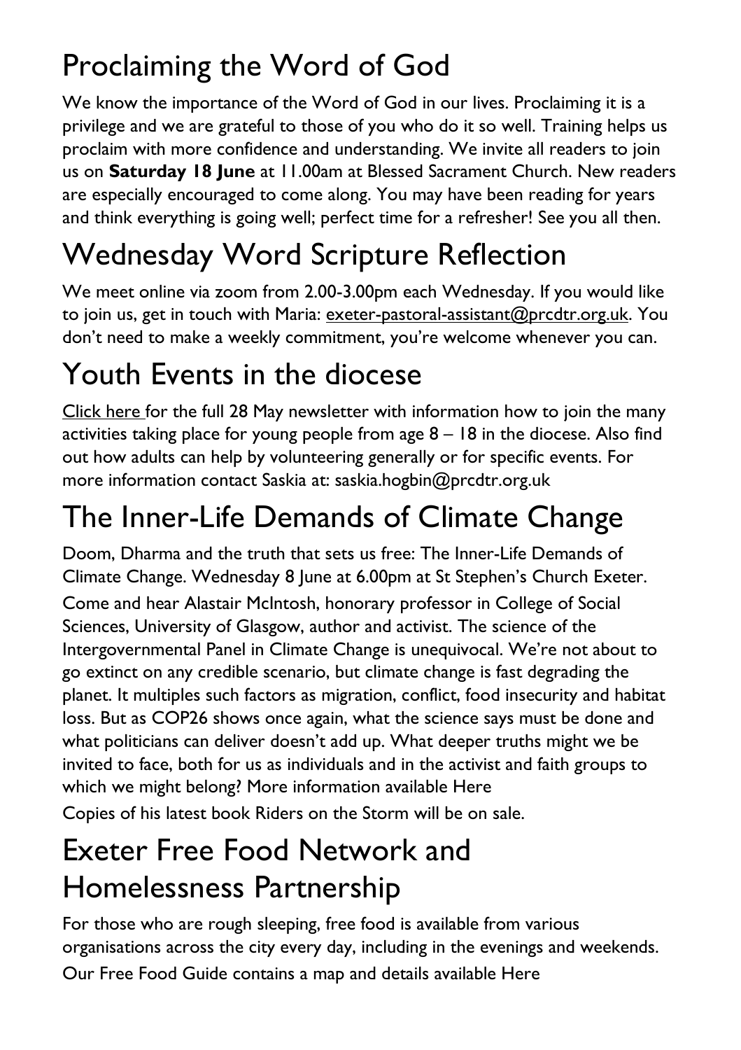# Proclaiming the Word of God

We know the importance of the Word of God in our lives. Proclaiming it is a privilege and we are grateful to those of you who do it so well. Training helps us proclaim with more confidence and understanding. We invite all readers to join us on **Saturday 18 June** at 11.00am at Blessed Sacrament Church. New readers are especially encouraged to come along. You may have been reading for years and think everything is going well; perfect time for a refresher! See you all then.

# Wednesday Word Scripture Reflection

We meet online via zoom from 2.00-3.00pm each Wednesday. If you would like to join us, get in touch with Maria: exeter-pastoral-assistant@prcdtr.org.uk. You don't need to make a weekly commitment, you're welcome whenever you can.

# Youth Events in the diocese

Click here for the full 28 May newsletter with information how to join the many activities taking place for young people from age 8 – 18 in the diocese. Also find out how adults can help by volunteering generally or for specific events. For more information contact Saskia at: saskia.hogbin@prcdtr.org.uk

# The Inner-Life Demands of Climate Change

Doom, Dharma and the truth that sets us free: The Inner-Life Demands of Climate Change. Wednesday 8 June at 6.00pm at St Stephen's Church Exeter.

Come and hear Alastair McIntosh, honorary professor in College of Social Sciences, University of Glasgow, author and activist. The science of the Intergovernmental Panel in Climate Change is unequivocal. We're not about to go extinct on any credible scenario, but climate change is fast degrading the planet. It multiples such factors as migration, conflict, food insecurity and habitat loss. But as COP26 shows once again, what the science says must be done and what politicians can deliver doesn't add up. What deeper truths might we be invited to face, both for us as individuals and in the activist and faith groups to which we might belong? More information available Here

Copies of his latest book Riders on the Storm will be on sale.

# Exeter Free Food Network and Homelessness Partnership

For those who are rough sleeping, free food is available from various organisations across the city every day, including in the evenings and weekends.

Our Free Food Guide contains a map and details available Here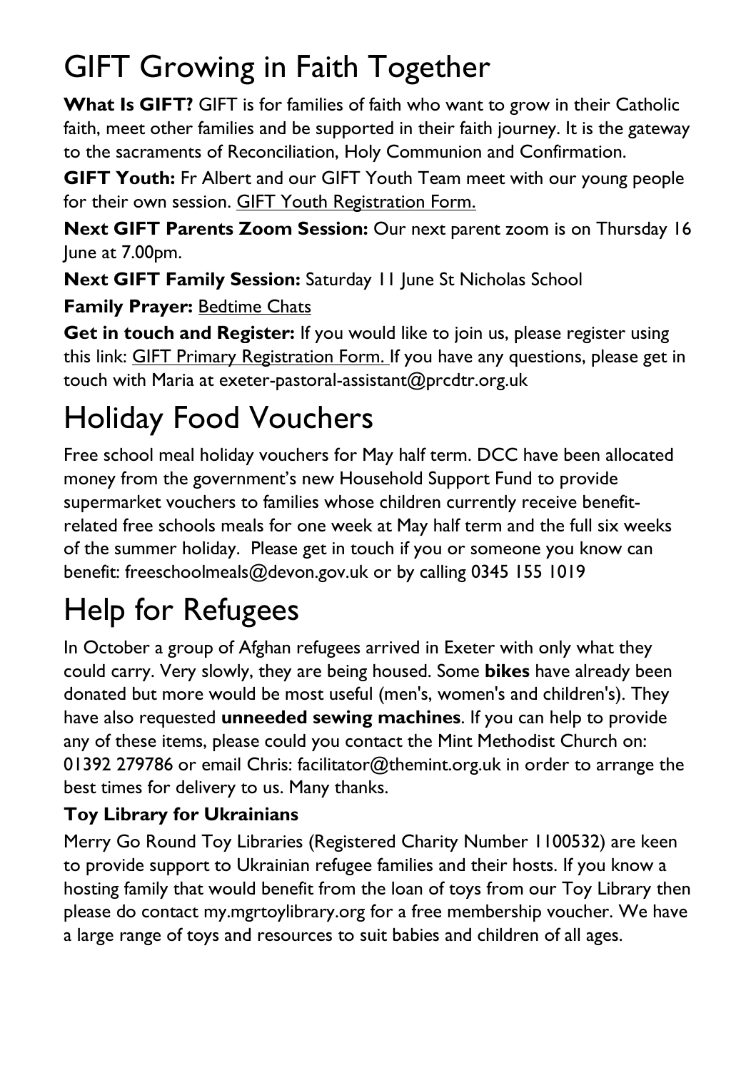# GIFT Growing in Faith Together

**What Is GIFT?** GIFT is for families of faith who want to grow in their Catholic faith, meet other families and be supported in their faith journey. It is the gateway to the sacraments of Reconciliation, Holy Communion and Confirmation.

**GIFT Youth:** Fr Albert and our GIFT Youth Team meet with our young people for their own session. GIFT Youth Registration Form.

**Next GIFT Parents Zoom Session:** Our next parent zoom is on Thursday 16 June at 7.00pm.

**Next GIFT Family Session:** Saturday 11 June St Nicholas School

**Family Prayer:** Bedtime Chats

**Get in touch and Register:** If you would like to join us, please register using this link: GIFT Primary Registration Form. If you have any questions, please get in touch with Maria at exeter-pastoral-assistant@prcdtr.org.uk

# Holiday Food Vouchers

Free school meal holiday vouchers for May half term. DCC have been allocated money from the government's new Household Support Fund to provide supermarket vouchers to families whose children currently receive benefit-related free schools meals for one week at May half term and the full six weeks of the summer holiday. Please get in touch if you or someone you know can benefit: freeschoolmeals@devon.gov.uk or by calling 0345 155 1019

# Help for Refugees

In October a group of Afghan refugees arrived in Exeter with only what they could carry. Very slowly, they are being housed. Some **bikes** have already been donated but more would be most useful (men's, women's and children's). They have also requested **unneeded sewing machines**. If you can help to provide any of these items, please could you contact the Mint Methodist Church on: 01392 279786 or email Chris: facilitator@themint.org.uk in order to arrange the best times for delivery to us. Many thanks.

### Toy Library for Ukrainians

Merry Go Round Toy Libraries (Registered Charity Number 1100532) are keen to provide support to Ukrainian refugee families and their hosts. If you know a hosting family that would benefit from the loan of toys from our Toy Library then please do contact my.mgrtoylibrary.org for a free membership voucher. We have a large range of toys and resources to suit babies and children of all ages.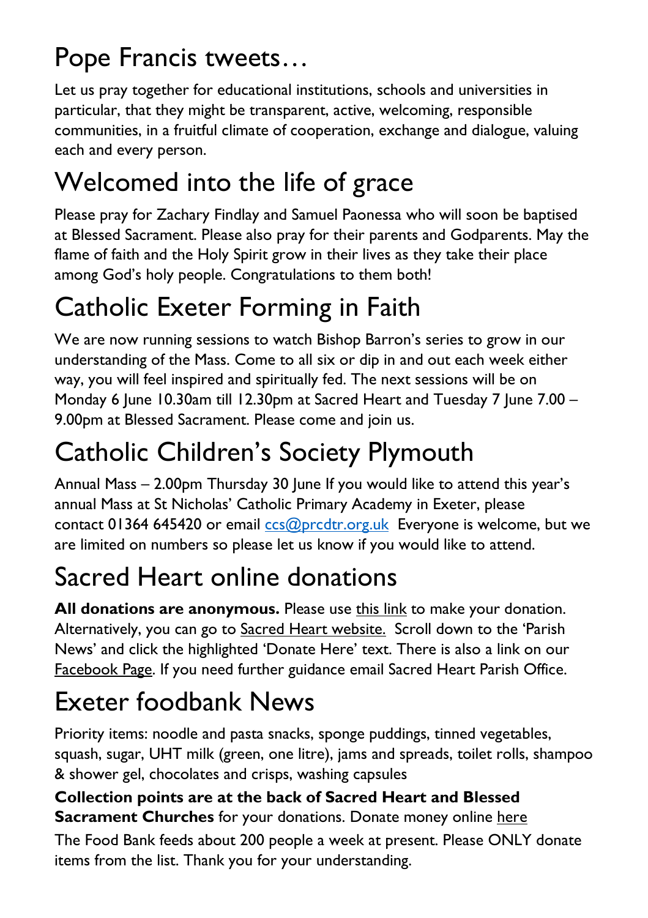# Pope Francis tweets…

Let us pray together for educational institutions, schools and universities in particular, that they might be transparent, active, welcoming, responsible communities, in a fruitful climate of cooperation, exchange and dialogue, valuing each and every person.

# Welcomed into the life of grace

Please pray for Zachary Findlay and Samuel Paonessa who will soon be baptised at Blessed Sacrament. Please also pray for their parents and Godparents. May the flame of faith and the Holy Spirit grow in their lives as they take their place among God's holy people. Congratulations to them both!

# Catholic Exeter Forming in Faith

We are now running sessions to watch Bishop Barron's series to grow in our understanding of the Mass. Come to all six or dip in and out each week either way, you will feel inspired and spiritually fed. The next sessions will be on Monday 6 June 10.30am till 12.30pm at Sacred Heart and Tuesday 7 June 7.00 – 9.00pm at Blessed Sacrament. Please come and join us.

# Catholic Children's Society Plymouth

Annual Mass – 2.00pm Thursday 30 June If you would like to attend this year's annual Mass at St Nicholas' Catholic Primary Academy in Exeter, please contact 01364 645420 or email ccs@prcdtr.org.uk Everyone is welcome, but we are limited on numbers so please let us know if you would like to attend.

# Sacred Heart online donations

**All donations are anonymous.** Please use this link to make your donation. Alternatively, you can go to Sacred Heart website. Scroll down to the 'Parish News' and click the highlighted 'Donate Here' text. There is also a link on our Facebook Page. If you need further guidance email Sacred Heart Parish Office.

# Exeter foodbank News

Priority items: noodle and pasta snacks, sponge puddings, tinned vegetables, squash, sugar, UHT milk (green, one litre), jams and spreads, toilet rolls, shampoo & shower gel, chocolates and crisps, washing capsules

**Collection points are at the back of Sacred Heart and Blessed Sacrament Churches** for your donations. Donate money online here

The Food Bank feeds about 200 people a week at present. Please ONLY donate items from the list. Thank you for your understanding.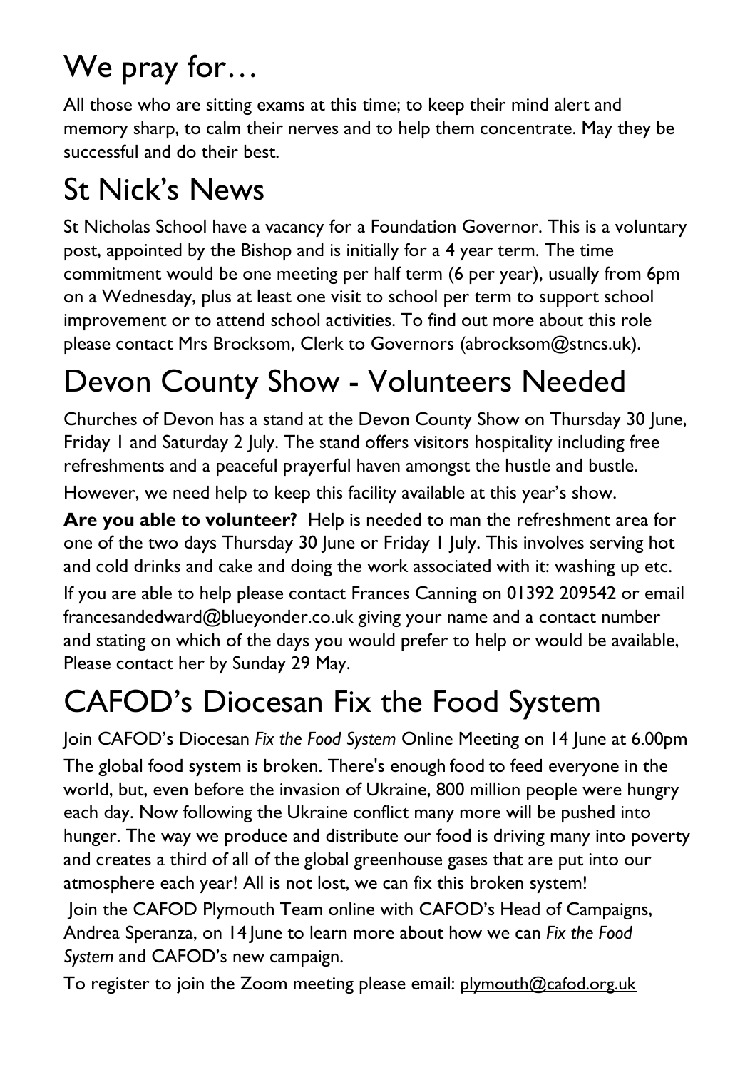# We pray for…

All those who are sitting exams at this time; to keep their mind alert and memory sharp, to calm their nerves and to help them concentrate. May they be successful and do their best.

# St Nick's News

St Nicholas School have a vacancy for a Foundation Governor. This is a voluntary post, appointed by the Bishop and is initially for a 4 year term. The time commitment would be one meeting per half term (6 per year), usually from 6pm on a Wednesday, plus at least one visit to school per term to support school improvement or to attend school activities. To find out more about this role please contact Mrs Brocksom, Clerk to Governors (abrocksom@stncs.uk).

# Devon County Show - Volunteers Needed

Churches of Devon has a stand at the Devon County Show on Thursday 30 June, Friday 1 and Saturday 2 July. The stand offers visitors hospitality including free refreshments and a peaceful prayerful haven amongst the hustle and bustle.

However, we need help to keep this facility available at this year's show.

**Are you able to volunteer?** Help is needed to man the refreshment area for one of the two days Thursday 30 June or Friday 1 July. This involves serving hot and cold drinks and cake and doing the work associated with it: washing up etc.

If you are able to help please contact Frances Canning on 01392 209542 or email francesandedward@blueyonder.co.uk giving your name and a contact number and stating on which of the days you would prefer to help or would be available, Please contact her by Sunday 29 May.

# CAFOD's Diocesan Fix the Food System

Join CAFOD's Diocesan *Fix the Food System* Online Meeting on 14 June at 6.00pm

The global food system is broken. There's enough food to feed everyone in the world, but, even before the invasion of Ukraine, 800 million people were hungry each day. Now following the Ukraine conflict many more will be pushed into hunger. The way we produce and distribute our food is driving many into poverty and creates a third of all of the global greenhouse gases that are put into our atmosphere each year! All is not lost, we can fix this broken system!

Join the CAFOD Plymouth Team online with CAFOD's Head of Campaigns, Andrea Speranza, on 14 June to learn more about how we can *Fix the Food System* and CAFOD's new campaign.

To register to join the Zoom meeting please email: plymouth@cafod.org.uk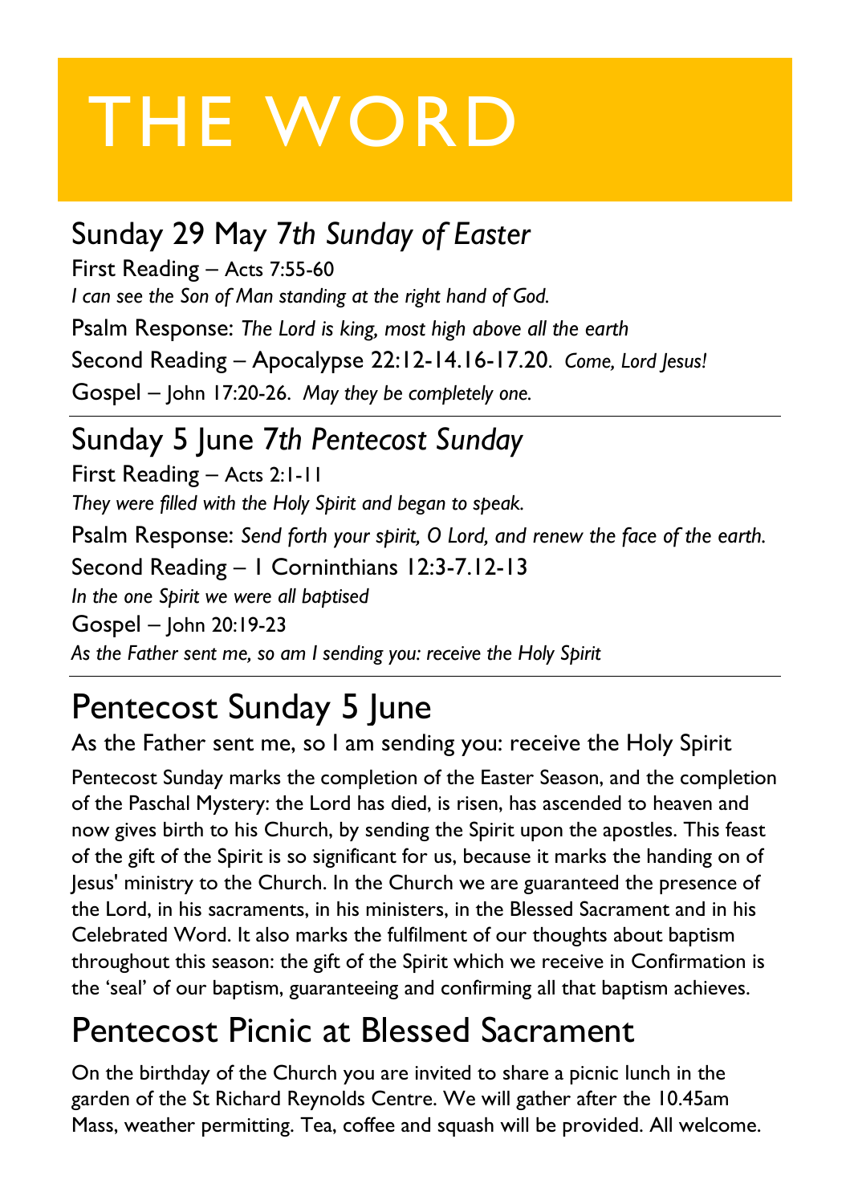# THE WORD

## Sunday 29 May 7*th Sunday of Easter*

First Reading – Acts 7:55-60
*I can see the Son of Man standing at the right hand of God.*
Psalm Response: *The Lord is king, most high above all the earth*
Second Reading – Apocalypse 22:12-14.16-17.20. *Come, Lord Jesus!*
Gospel – John 17:20-26. *May they be completely one.*

---

## Sunday 5 June 7*th Pentecost Sunday*

First Reading – Acts 2:1-11
*They were filled with the Holy Spirit and began to speak.*
Psalm Response: *Send forth your spirit, O Lord, and renew the face of the earth.*
Second Reading – 1 Cornninthians 12:3-7.12-13
*In the one Spirit we were all baptised*
Gospel – John 20:19-23
*As the Father sent me, so am I sending you: receive the Holy Spirit*

---

# Pentecost Sunday 5 June

As the Father sent me, so I am sending you: receive the Holy Spirit

Pentecost Sunday marks the completion of the Easter Season, and the completion of the Paschal Mystery: the Lord has died, is risen, has ascended to heaven and now gives birth to his Church, by sending the Spirit upon the apostles. This feast of the gift of the Spirit is so significant for us, because it marks the handing on of Jesus' ministry to the Church. In the Church we are guaranteed the presence of the Lord, in his sacraments, in his ministers, in the Blessed Sacrament and in his Celebrated Word. It also marks the fulfilment of our thoughts about baptism throughout this season: the gift of the Spirit which we receive in Confirmation is the 'seal' of our baptism, guaranteeing and confirming all that baptism achieves.

# Pentecost Picnic at Blessed Sacrament

On the birthday of the Church you are invited to share a picnic lunch in the garden of the St Richard Reynolds Centre. We will gather after the 10.45am Mass, weather permitting. Tea, coffee and squash will be provided. All welcome.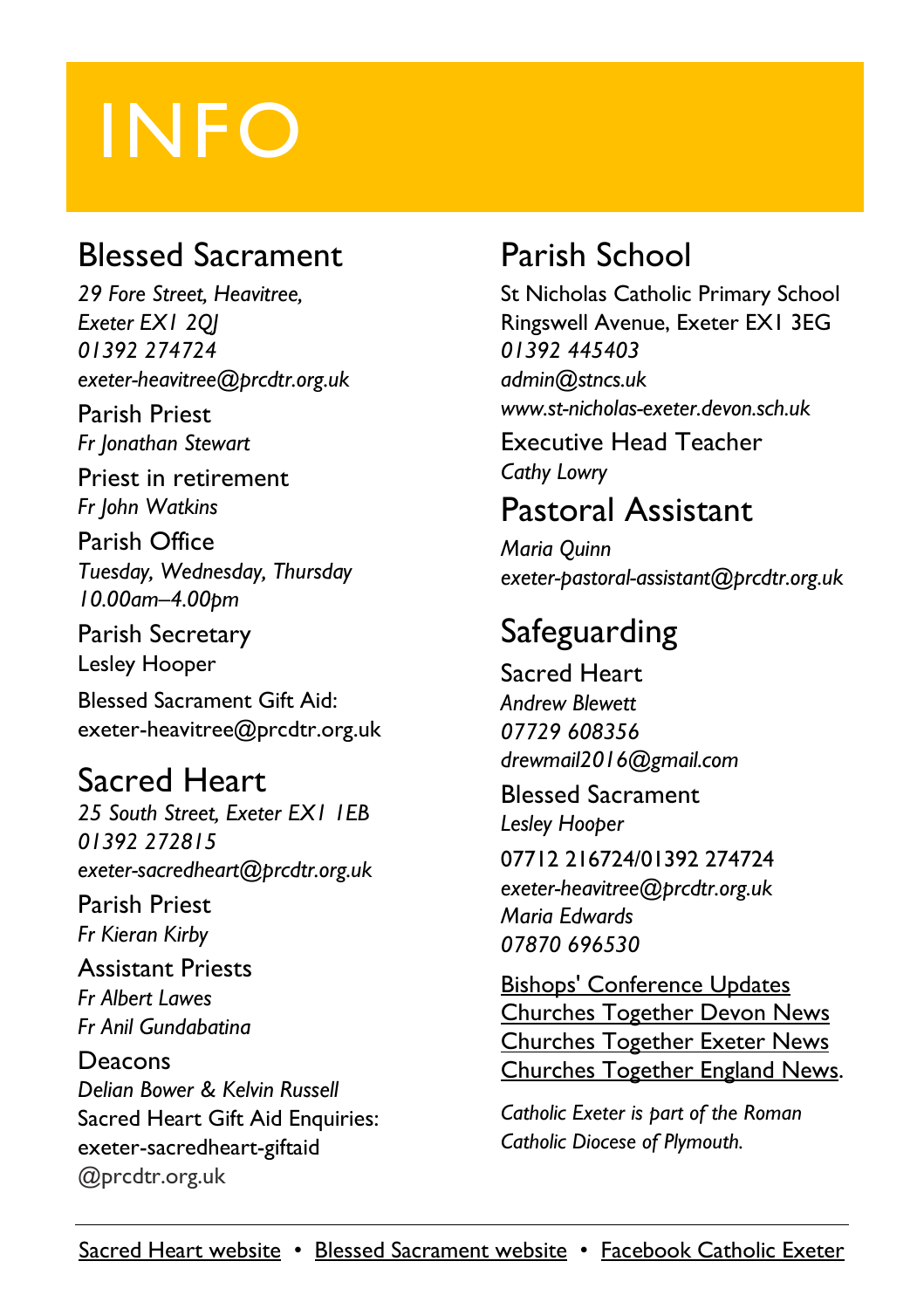# INFO

## Blessed Sacrament

*29 Fore Street, Heavitree,*
*Exeter EX1 2QJ*
*01392 274724*
*exeter-heavitree@prcdtr.org.uk*

### Parish Priest

*Fr Jonathan Stewart*

### Priest in retirement

*Fr John Watkins*

### Parish Office

*Tuesday, Wednesday, Thursday*
*10.00am–4.00pm*

### Parish Secretary

Lesley Hooper

Blessed Sacrament Gift Aid:
exeter-heavitree@prcdtr.org.uk

## Sacred Heart

*25 South Street, Exeter EX1 1EB*
*01392 272815*
*exeter-sacredheart@prcdtr.org.uk*

### Parish Priest

*Fr Kieran Kirby*

### Assistant Priests

*Fr Albert Lawes*
*Fr Anil Gundabatina*

### Deacons

*Delian Bower & Kelvin Russell*

Sacred Heart Gift Aid Enquiries:
exeter-sacredheart-giftaid
@prcdtr.org.uk

## Parish School

St Nicholas Catholic Primary School
Ringswell Avenue, Exeter EX1 3EG
*01392 445403*
*admin@stncs.uk*
*www.st-nicholas-exeter.devon.sch.uk*

### Executive Head Teacher

*Cathy Lowry*

## Pastoral Assistant

*Maria Quinn*
*exeter-pastoral-assistant@prcdtr.org.uk*

## Safeguarding

### Sacred Heart

*Andrew Blewett*
*07729 608356*
*drewmail2016@gmail.com*

### Blessed Sacrament

*Lesley Hooper*
07712 216724/01392 274724
*exeter-heavitree@prcdtr.org.uk*
*Maria Edwards*
*07870 696530*

Bishops' Conference Updates
Churches Together Devon News
Churches Together Exeter News
Churches Together England News.

*Catholic Exeter is part of the Roman Catholic Diocese of Plymouth.*

---

Sacred Heart website • Blessed Sacrament website • Facebook Catholic Exeter